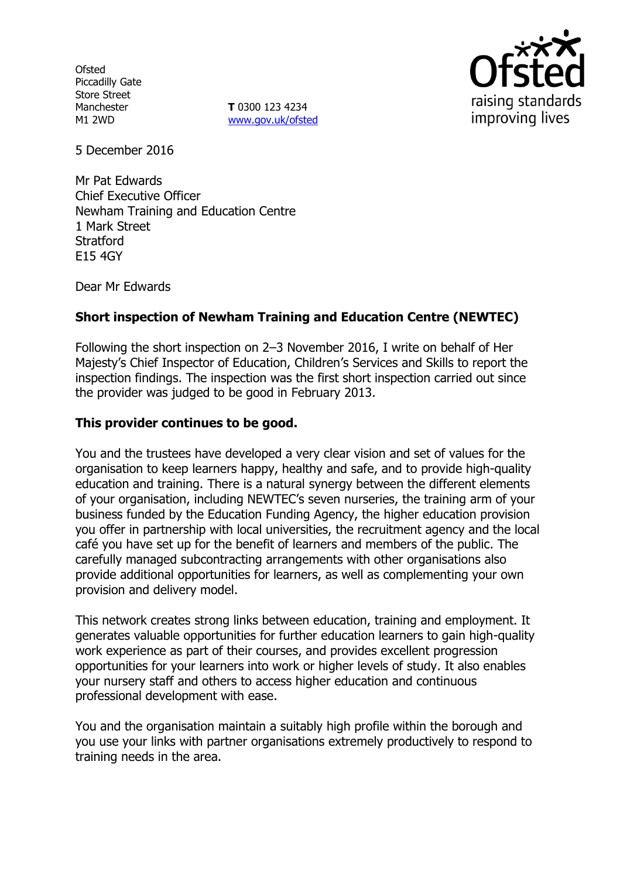Ofsted
Piccadilly Gate
Store Street
Manchester
M1 2WD

**T** 0300 123 4234
www.gov.uk/ofsted

5 December 2016

Mr Pat Edwards
Chief Executive Officer
Newham Training and Education Centre
1 Mark Street
Stratford
E15 4GY

Dear Mr Edwards

**Short inspection of Newham Training and Education Centre (NEWTEC)**

Following the short inspection on 2–3 November 2016, I write on behalf of Her Majesty's Chief Inspector of Education, Children's Services and Skills to report the inspection findings. The inspection was the first short inspection carried out since the provider was judged to be good in February 2013.

**This provider continues to be good.**

You and the trustees have developed a very clear vision and set of values for the organisation to keep learners happy, healthy and safe, and to provide high-quality education and training. There is a natural synergy between the different elements of your organisation, including NEWTEC's seven nurseries, the training arm of your business funded by the Education Funding Agency, the higher education provision you offer in partnership with local universities, the recruitment agency and the local café you have set up for the benefit of learners and members of the public. The carefully managed subcontracting arrangements with other organisations also provide additional opportunities for learners, as well as complementing your own provision and delivery model.

This network creates strong links between education, training and employment. It generates valuable opportunities for further education learners to gain high-quality work experience as part of their courses, and provides excellent progression opportunities for your learners into work or higher levels of study. It also enables your nursery staff and others to access higher education and continuous professional development with ease.

You and the organisation maintain a suitably high profile within the borough and you use your links with partner organisations extremely productively to respond to training needs in the area.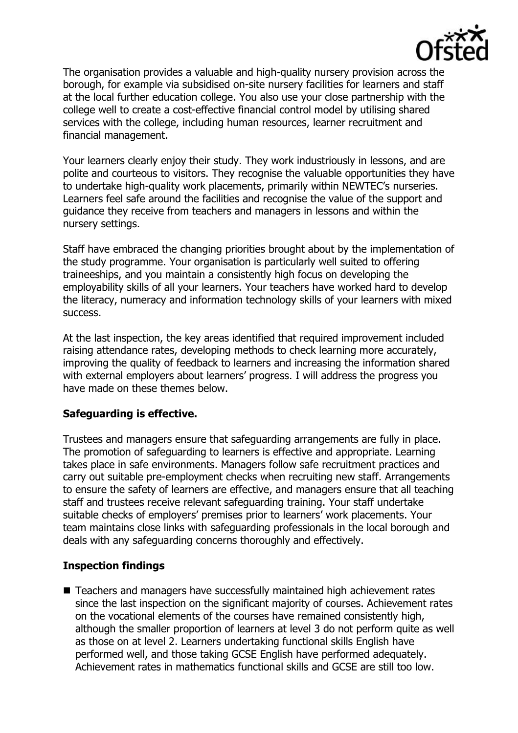The organisation provides a valuable and high-quality nursery provision across the borough, for example via subsidised on-site nursery facilities for learners and staff at the local further education college. You also use your close partnership with the college well to create a cost-effective financial control model by utilising shared services with the college, including human resources, learner recruitment and financial management.

Your learners clearly enjoy their study. They work industriously in lessons, and are polite and courteous to visitors. They recognise the valuable opportunities they have to undertake high-quality work placements, primarily within NEWTEC's nurseries. Learners feel safe around the facilities and recognise the value of the support and guidance they receive from teachers and managers in lessons and within the nursery settings.

Staff have embraced the changing priorities brought about by the implementation of the study programme. Your organisation is particularly well suited to offering traineeships, and you maintain a consistently high focus on developing the employability skills of all your learners. Your teachers have worked hard to develop the literacy, numeracy and information technology skills of your learners with mixed success.

At the last inspection, the key areas identified that required improvement included raising attendance rates, developing methods to check learning more accurately, improving the quality of feedback to learners and increasing the information shared with external employers about learners' progress. I will address the progress you have made on these themes below.

**Safeguarding is effective.**

Trustees and managers ensure that safeguarding arrangements are fully in place. The promotion of safeguarding to learners is effective and appropriate. Learning takes place in safe environments. Managers follow safe recruitment practices and carry out suitable pre-employment checks when recruiting new staff. Arrangements to ensure the safety of learners are effective, and managers ensure that all teaching staff and trustees receive relevant safeguarding training. Your staff undertake suitable checks of employers' premises prior to learners' work placements. Your team maintains close links with safeguarding professionals in the local borough and deals with any safeguarding concerns thoroughly and effectively.

**Inspection findings**

- Teachers and managers have successfully maintained high achievement rates since the last inspection on the significant majority of courses. Achievement rates on the vocational elements of the courses have remained consistently high, although the smaller proportion of learners at level 3 do not perform quite as well as those on at level 2. Learners undertaking functional skills English have performed well, and those taking GCSE English have performed adequately. Achievement rates in mathematics functional skills and GCSE are still too low.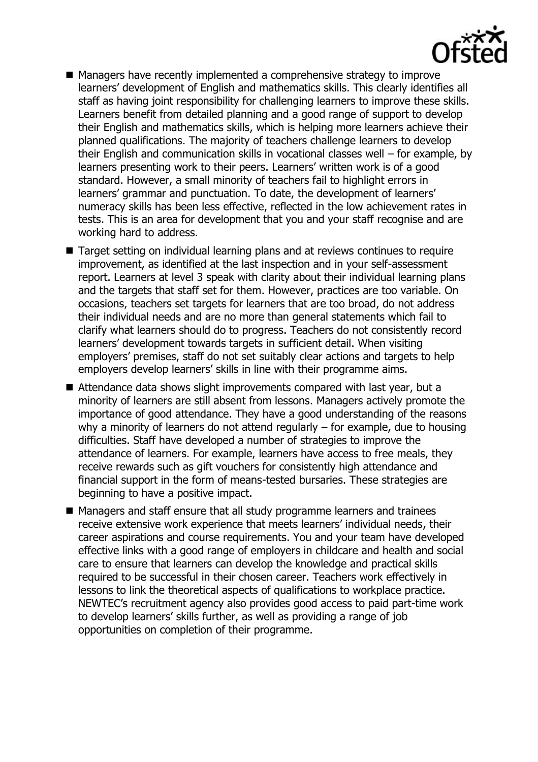- Managers have recently implemented a comprehensive strategy to improve learners' development of English and mathematics skills. This clearly identifies all staff as having joint responsibility for challenging learners to improve these skills. Learners benefit from detailed planning and a good range of support to develop their English and mathematics skills, which is helping more learners achieve their planned qualifications. The majority of teachers challenge learners to develop their English and communication skills in vocational classes well – for example, by learners presenting work to their peers. Learners' written work is of a good standard. However, a small minority of teachers fail to highlight errors in learners' grammar and punctuation. To date, the development of learners' numeracy skills has been less effective, reflected in the low achievement rates in tests. This is an area for development that you and your staff recognise and are working hard to address.
- Target setting on individual learning plans and at reviews continues to require improvement, as identified at the last inspection and in your self-assessment report. Learners at level 3 speak with clarity about their individual learning plans and the targets that staff set for them. However, practices are too variable. On occasions, teachers set targets for learners that are too broad, do not address their individual needs and are no more than general statements which fail to clarify what learners should do to progress. Teachers do not consistently record learners' development towards targets in sufficient detail. When visiting employers' premises, staff do not set suitably clear actions and targets to help employers develop learners' skills in line with their programme aims.
- Attendance data shows slight improvements compared with last year, but a minority of learners are still absent from lessons. Managers actively promote the importance of good attendance. They have a good understanding of the reasons why a minority of learners do not attend regularly – for example, due to housing difficulties. Staff have developed a number of strategies to improve the attendance of learners. For example, learners have access to free meals, they receive rewards such as gift vouchers for consistently high attendance and financial support in the form of means-tested bursaries. These strategies are beginning to have a positive impact.
- Managers and staff ensure that all study programme learners and trainees receive extensive work experience that meets learners' individual needs, their career aspirations and course requirements. You and your team have developed effective links with a good range of employers in childcare and health and social care to ensure that learners can develop the knowledge and practical skills required to be successful in their chosen career. Teachers work effectively in lessons to link the theoretical aspects of qualifications to workplace practice. NEWTEC's recruitment agency also provides good access to paid part-time work to develop learners' skills further, as well as providing a range of job opportunities on completion of their programme.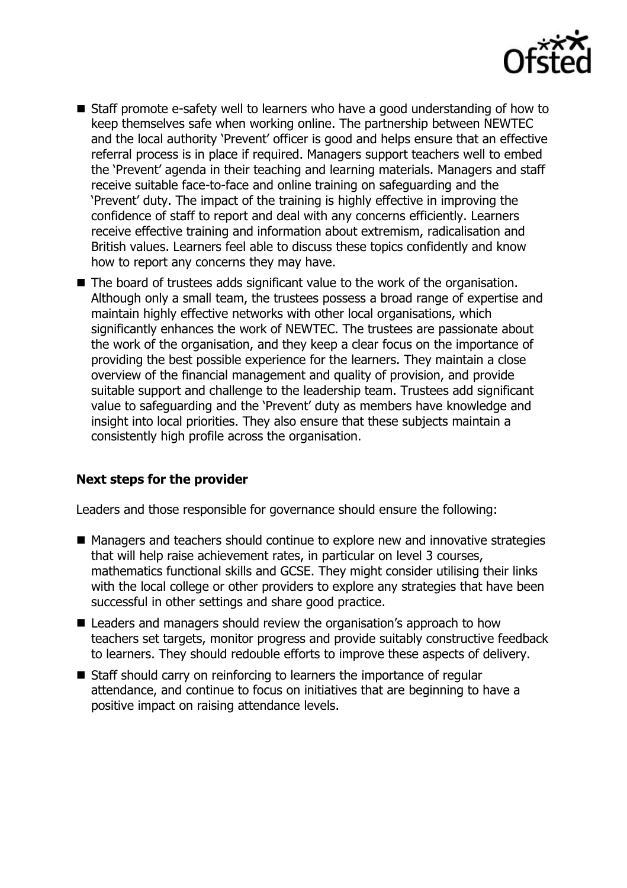- Staff promote e-safety well to learners who have a good understanding of how to keep themselves safe when working online. The partnership between NEWTEC and the local authority 'Prevent' officer is good and helps ensure that an effective referral process is in place if required. Managers support teachers well to embed the 'Prevent' agenda in their teaching and learning materials. Managers and staff receive suitable face-to-face and online training on safeguarding and the 'Prevent' duty. The impact of the training is highly effective in improving the confidence of staff to report and deal with any concerns efficiently. Learners receive effective training and information about extremism, radicalisation and British values. Learners feel able to discuss these topics confidently and know how to report any concerns they may have.
- The board of trustees adds significant value to the work of the organisation. Although only a small team, the trustees possess a broad range of expertise and maintain highly effective networks with other local organisations, which significantly enhances the work of NEWTEC. The trustees are passionate about the work of the organisation, and they keep a clear focus on the importance of providing the best possible experience for the learners. They maintain a close overview of the financial management and quality of provision, and provide suitable support and challenge to the leadership team. Trustees add significant value to safeguarding and the 'Prevent' duty as members have knowledge and insight into local priorities. They also ensure that these subjects maintain a consistently high profile across the organisation.

**Next steps for the provider**

Leaders and those responsible for governance should ensure the following:

- Managers and teachers should continue to explore new and innovative strategies that will help raise achievement rates, in particular on level 3 courses, mathematics functional skills and GCSE. They might consider utilising their links with the local college or other providers to explore any strategies that have been successful in other settings and share good practice.
- Leaders and managers should review the organisation's approach to how teachers set targets, monitor progress and provide suitably constructive feedback to learners. They should redouble efforts to improve these aspects of delivery.
- Staff should carry on reinforcing to learners the importance of regular attendance, and continue to focus on initiatives that are beginning to have a positive impact on raising attendance levels.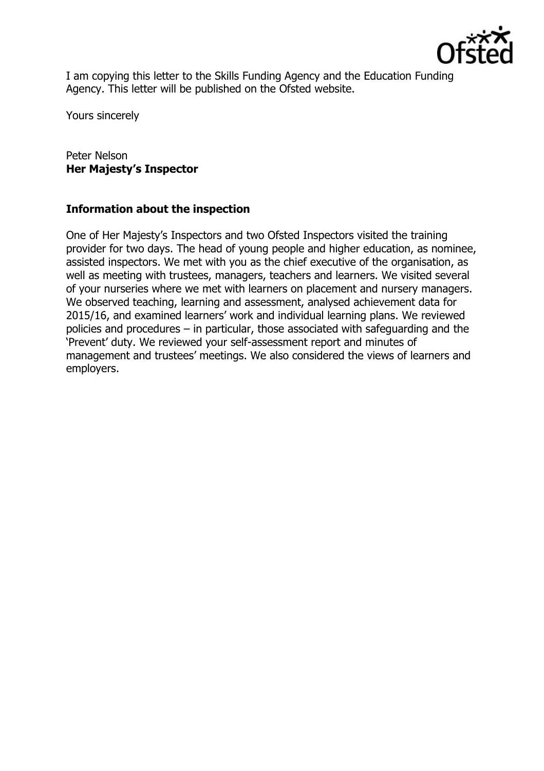I am copying this letter to the Skills Funding Agency and the Education Funding Agency. This letter will be published on the Ofsted website.

Yours sincerely

Peter Nelson
**Her Majesty's Inspector**

## Information about the inspection

One of Her Majesty's Inspectors and two Ofsted Inspectors visited the training provider for two days. The head of young people and higher education, as nominee, assisted inspectors. We met with you as the chief executive of the organisation, as well as meeting with trustees, managers, teachers and learners. We visited several of your nurseries where we met with learners on placement and nursery managers. We observed teaching, learning and assessment, analysed achievement data for 2015/16, and examined learners' work and individual learning plans. We reviewed policies and procedures – in particular, those associated with safeguarding and the 'Prevent' duty. We reviewed your self-assessment report and minutes of management and trustees' meetings. We also considered the views of learners and employers.